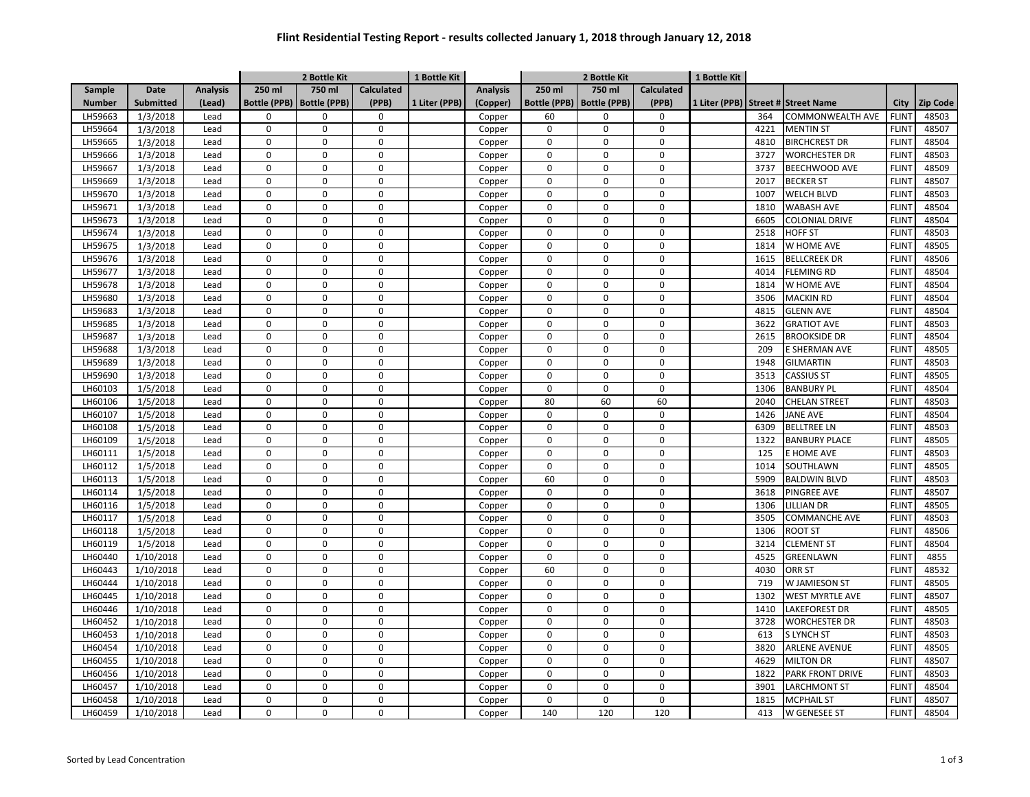# Flint Residential Testing Report - results collected January 1, 2018 through January 12, 2018

| | | | 2 Bottle Kit | | | 1 Bottle Kit | | 2 Bottle Kit | | | 1 Bottle Kit | | | | |
|---|---|---|---|---|---|---|---|---|---|---|---|---|---|---|---|
| Sample Number | Date Submitted | Analysis (Lead) | 250 ml Bottle (PPB) | 750 ml Bottle (PPB) | Calculated (PPB) | 1 Liter (PPB) | Analysis (Copper) | 250 ml Bottle (PPB) | 750 ml Bottle (PPB) | Calculated (PPB) | 1 Liter (PPB) | Street # | Street Name | City | Zip Code |
| LH59663 | 1/3/2018 | Lead | 0 | 0 | 0 | | Copper | 60 | 0 | 0 | | 364 | COMMONWEALTH AVE | FLINT | 48503 |
| LH59664 | 1/3/2018 | Lead | 0 | 0 | 0 | | Copper | 0 | 0 | 0 | | 4221 | MENTIN ST | FLINT | 48507 |
| LH59665 | 1/3/2018 | Lead | 0 | 0 | 0 | | Copper | 0 | 0 | 0 | | 4810 | BIRCHCREST DR | FLINT | 48504 |
| LH59666 | 1/3/2018 | Lead | 0 | 0 | 0 | | Copper | 0 | 0 | 0 | | 3727 | WORCHESTER DR | FLINT | 48503 |
| LH59667 | 1/3/2018 | Lead | 0 | 0 | 0 | | Copper | 0 | 0 | 0 | | 3737 | BEECHWOOD AVE | FLINT | 48509 |
| LH59669 | 1/3/2018 | Lead | 0 | 0 | 0 | | Copper | 0 | 0 | 0 | | 2017 | BECKER ST | FLINT | 48507 |
| LH59670 | 1/3/2018 | Lead | 0 | 0 | 0 | | Copper | 0 | 0 | 0 | | 1007 | WELCH BLVD | FLINT | 48503 |
| LH59671 | 1/3/2018 | Lead | 0 | 0 | 0 | | Copper | 0 | 0 | 0 | | 1810 | WABASH AVE | FLINT | 48504 |
| LH59673 | 1/3/2018 | Lead | 0 | 0 | 0 | | Copper | 0 | 0 | 0 | | 6605 | COLONIAL DRIVE | FLINT | 48504 |
| LH59674 | 1/3/2018 | Lead | 0 | 0 | 0 | | Copper | 0 | 0 | 0 | | 2518 | HOFF ST | FLINT | 48503 |
| LH59675 | 1/3/2018 | Lead | 0 | 0 | 0 | | Copper | 0 | 0 | 0 | | 1814 | W HOME AVE | FLINT | 48505 |
| LH59676 | 1/3/2018 | Lead | 0 | 0 | 0 | | Copper | 0 | 0 | 0 | | 1615 | BELLCREEK DR | FLINT | 48506 |
| LH59677 | 1/3/2018 | Lead | 0 | 0 | 0 | | Copper | 0 | 0 | 0 | | 4014 | FLEMING RD | FLINT | 48504 |
| LH59678 | 1/3/2018 | Lead | 0 | 0 | 0 | | Copper | 0 | 0 | 0 | | 1814 | W HOME AVE | FLINT | 48504 |
| LH59680 | 1/3/2018 | Lead | 0 | 0 | 0 | | Copper | 0 | 0 | 0 | | 3506 | MACKIN RD | FLINT | 48504 |
| LH59683 | 1/3/2018 | Lead | 0 | 0 | 0 | | Copper | 0 | 0 | 0 | | 4815 | GLENN AVE | FLINT | 48504 |
| LH59685 | 1/3/2018 | Lead | 0 | 0 | 0 | | Copper | 0 | 0 | 0 | | 3622 | GRATIOT AVE | FLINT | 48503 |
| LH59687 | 1/3/2018 | Lead | 0 | 0 | 0 | | Copper | 0 | 0 | 0 | | 2615 | BROOKSIDE DR | FLINT | 48504 |
| LH59688 | 1/3/2018 | Lead | 0 | 0 | 0 | | Copper | 0 | 0 | 0 | | 209 | E SHERMAN AVE | FLINT | 48505 |
| LH59689 | 1/3/2018 | Lead | 0 | 0 | 0 | | Copper | 0 | 0 | 0 | | 1948 | GILMARTIN | FLINT | 48503 |
| LH59690 | 1/3/2018 | Lead | 0 | 0 | 0 | | Copper | 0 | 0 | 0 | | 3513 | CASSIUS ST | FLINT | 48505 |
| LH60103 | 1/5/2018 | Lead | 0 | 0 | 0 | | Copper | 0 | 0 | 0 | | 1306 | BANBURY PL | FLINT | 48504 |
| LH60106 | 1/5/2018 | Lead | 0 | 0 | 0 | | Copper | 80 | 60 | 60 | | 2040 | CHELAN STREET | FLINT | 48503 |
| LH60107 | 1/5/2018 | Lead | 0 | 0 | 0 | | Copper | 0 | 0 | 0 | | 1426 | JANE AVE | FLINT | 48504 |
| LH60108 | 1/5/2018 | Lead | 0 | 0 | 0 | | Copper | 0 | 0 | 0 | | 6309 | BELLTREE LN | FLINT | 48503 |
| LH60109 | 1/5/2018 | Lead | 0 | 0 | 0 | | Copper | 0 | 0 | 0 | | 1322 | BANBURY PLACE | FLINT | 48505 |
| LH60111 | 1/5/2018 | Lead | 0 | 0 | 0 | | Copper | 0 | 0 | 0 | | 125 | E HOME AVE | FLINT | 48503 |
| LH60112 | 1/5/2018 | Lead | 0 | 0 | 0 | | Copper | 0 | 0 | 0 | | 1014 | SOUTHLAWN | FLINT | 48505 |
| LH60113 | 1/5/2018 | Lead | 0 | 0 | 0 | | Copper | 60 | 0 | 0 | | 5909 | BALDWIN BLVD | FLINT | 48503 |
| LH60114 | 1/5/2018 | Lead | 0 | 0 | 0 | | Copper | 0 | 0 | 0 | | 3618 | PINGREE AVE | FLINT | 48507 |
| LH60116 | 1/5/2018 | Lead | 0 | 0 | 0 | | Copper | 0 | 0 | 0 | | 1306 | LILLIAN DR | FLINT | 48505 |
| LH60117 | 1/5/2018 | Lead | 0 | 0 | 0 | | Copper | 0 | 0 | 0 | | 3505 | COMMANCHE AVE | FLINT | 48503 |
| LH60118 | 1/5/2018 | Lead | 0 | 0 | 0 | | Copper | 0 | 0 | 0 | | 1306 | ROOT ST | FLINT | 48506 |
| LH60119 | 1/5/2018 | Lead | 0 | 0 | 0 | | Copper | 0 | 0 | 0 | | 3214 | CLEMENT ST | FLINT | 48504 |
| LH60440 | 1/10/2018 | Lead | 0 | 0 | 0 | | Copper | 0 | 0 | 0 | | 4525 | GREENLAWN | FLINT | 4855 |
| LH60443 | 1/10/2018 | Lead | 0 | 0 | 0 | | Copper | 60 | 0 | 0 | | 4030 | ORR ST | FLINT | 48532 |
| LH60444 | 1/10/2018 | Lead | 0 | 0 | 0 | | Copper | 0 | 0 | 0 | | 719 | W JAMIESON ST | FLINT | 48505 |
| LH60445 | 1/10/2018 | Lead | 0 | 0 | 0 | | Copper | 0 | 0 | 0 | | 1302 | WEST MYRTLE AVE | FLINT | 48507 |
| LH60446 | 1/10/2018 | Lead | 0 | 0 | 0 | | Copper | 0 | 0 | 0 | | 1410 | LAKEFOREST DR | FLINT | 48505 |
| LH60452 | 1/10/2018 | Lead | 0 | 0 | 0 | | Copper | 0 | 0 | 0 | | 3728 | WORCHESTER DR | FLINT | 48503 |
| LH60453 | 1/10/2018 | Lead | 0 | 0 | 0 | | Copper | 0 | 0 | 0 | | 613 | S LYNCH ST | FLINT | 48503 |
| LH60454 | 1/10/2018 | Lead | 0 | 0 | 0 | | Copper | 0 | 0 | 0 | | 3820 | ARLENE AVENUE | FLINT | 48505 |
| LH60455 | 1/10/2018 | Lead | 0 | 0 | 0 | | Copper | 0 | 0 | 0 | | 4629 | MILTON DR | FLINT | 48507 |
| LH60456 | 1/10/2018 | Lead | 0 | 0 | 0 | | Copper | 0 | 0 | 0 | | 1822 | PARK FRONT DRIVE | FLINT | 48503 |
| LH60457 | 1/10/2018 | Lead | 0 | 0 | 0 | | Copper | 0 | 0 | 0 | | 3901 | LARCHMONT ST | FLINT | 48504 |
| LH60458 | 1/10/2018 | Lead | 0 | 0 | 0 | | Copper | 0 | 0 | 0 | | 1815 | MCPHAIL ST | FLINT | 48507 |
| LH60459 | 1/10/2018 | Lead | 0 | 0 | 0 | | Copper | 140 | 120 | 120 | | 413 | W GENESEE ST | FLINT | 48504 |

Sorted by Lead Concentration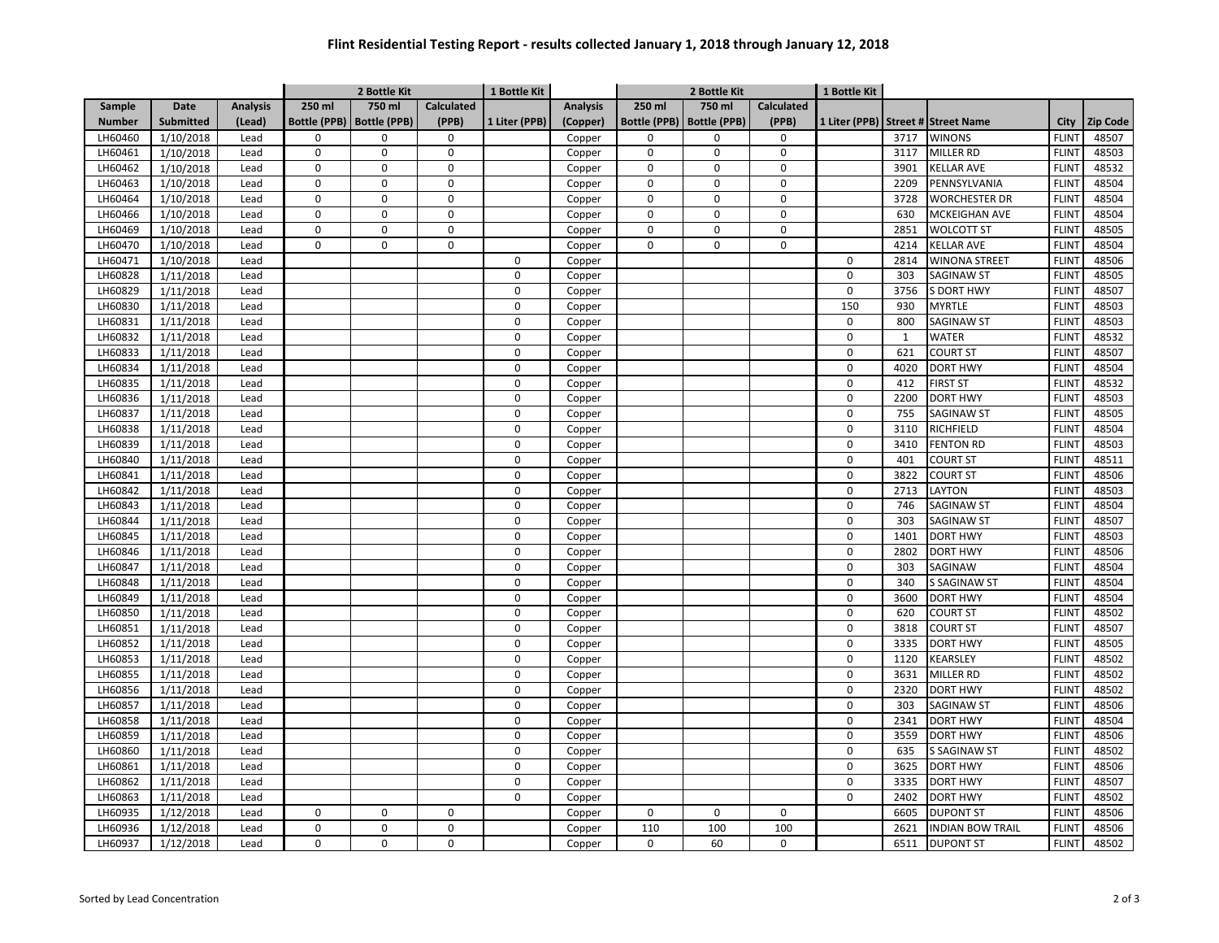# Flint Residential Testing Report - results collected January 1, 2018 through January 12, 2018

| Sample | Date | Analysis | 2 Bottle Kit | | | 1 Bottle Kit | Analysis | 2 Bottle Kit | | | 1 Bottle Kit | | | | |
|---|---|---|---|---|---|---|---|---|---|---|---|---|---|---|---|
| Number | Submitted | (Lead) | 250 ml Bottle (PPB) | 750 ml Bottle (PPB) | Calculated (PPB) | 1 Liter (PPB) | (Copper) | 250 ml Bottle (PPB) | 750 ml Bottle (PPB) | Calculated (PPB) | 1 Liter (PPB) | Street # | Street Name | City | Zip Code |
| LH60460 | 1/10/2018 | Lead | 0 | 0 | 0 | | Copper | 0 | 0 | 0 | | 3717 | WINONS | FLINT | 48507 |
| LH60461 | 1/10/2018 | Lead | 0 | 0 | 0 | | Copper | 0 | 0 | 0 | | 3117 | MILLER RD | FLINT | 48503 |
| LH60462 | 1/10/2018 | Lead | 0 | 0 | 0 | | Copper | 0 | 0 | 0 | | 3901 | KELLAR AVE | FLINT | 48532 |
| LH60463 | 1/10/2018 | Lead | 0 | 0 | 0 | | Copper | 0 | 0 | 0 | | 2209 | PENNSYLVANIA | FLINT | 48504 |
| LH60464 | 1/10/2018 | Lead | 0 | 0 | 0 | | Copper | 0 | 0 | 0 | | 3728 | WORCHESTER DR | FLINT | 48504 |
| LH60466 | 1/10/2018 | Lead | 0 | 0 | 0 | | Copper | 0 | 0 | 0 | | 630 | MCKEIGHAN AVE | FLINT | 48504 |
| LH60469 | 1/10/2018 | Lead | 0 | 0 | 0 | | Copper | 0 | 0 | 0 | | 2851 | WOLCOTT ST | FLINT | 48505 |
| LH60470 | 1/10/2018 | Lead | 0 | 0 | 0 | | Copper | 0 | 0 | 0 | | 4214 | KELLAR AVE | FLINT | 48504 |
| LH60471 | 1/10/2018 | Lead | | | | 0 | Copper | | | | 0 | 2814 | WINONA STREET | FLINT | 48506 |
| LH60828 | 1/11/2018 | Lead | | | | 0 | Copper | | | | 0 | 303 | SAGINAW ST | FLINT | 48505 |
| LH60829 | 1/11/2018 | Lead | | | | 0 | Copper | | | | 0 | 3756 | S DORT HWY | FLINT | 48507 |
| LH60830 | 1/11/2018 | Lead | | | | 0 | Copper | | | | 150 | 930 | MYRTLE | FLINT | 48503 |
| LH60831 | 1/11/2018 | Lead | | | | 0 | Copper | | | | 0 | 800 | SAGINAW ST | FLINT | 48503 |
| LH60832 | 1/11/2018 | Lead | | | | 0 | Copper | | | | 0 | 1 | WATER | FLINT | 48532 |
| LH60833 | 1/11/2018 | Lead | | | | 0 | Copper | | | | 0 | 621 | COURT ST | FLINT | 48507 |
| LH60834 | 1/11/2018 | Lead | | | | 0 | Copper | | | | 0 | 4020 | DORT HWY | FLINT | 48504 |
| LH60835 | 1/11/2018 | Lead | | | | 0 | Copper | | | | 0 | 412 | FIRST ST | FLINT | 48532 |
| LH60836 | 1/11/2018 | Lead | | | | 0 | Copper | | | | 0 | 2200 | DORT HWY | FLINT | 48503 |
| LH60837 | 1/11/2018 | Lead | | | | 0 | Copper | | | | 0 | 755 | SAGINAW ST | FLINT | 48505 |
| LH60838 | 1/11/2018 | Lead | | | | 0 | Copper | | | | 0 | 3110 | RICHFIELD | FLINT | 48504 |
| LH60839 | 1/11/2018 | Lead | | | | 0 | Copper | | | | 0 | 3410 | FENTON RD | FLINT | 48503 |
| LH60840 | 1/11/2018 | Lead | | | | 0 | Copper | | | | 0 | 401 | COURT ST | FLINT | 48511 |
| LH60841 | 1/11/2018 | Lead | | | | 0 | Copper | | | | 0 | 3822 | COURT ST | FLINT | 48506 |
| LH60842 | 1/11/2018 | Lead | | | | 0 | Copper | | | | 0 | 2713 | LAYTON | FLINT | 48503 |
| LH60843 | 1/11/2018 | Lead | | | | 0 | Copper | | | | 0 | 746 | SAGINAW ST | FLINT | 48504 |
| LH60844 | 1/11/2018 | Lead | | | | 0 | Copper | | | | 0 | 303 | SAGINAW ST | FLINT | 48507 |
| LH60845 | 1/11/2018 | Lead | | | | 0 | Copper | | | | 0 | 1401 | DORT HWY | FLINT | 48503 |
| LH60846 | 1/11/2018 | Lead | | | | 0 | Copper | | | | 0 | 2802 | DORT HWY | FLINT | 48506 |
| LH60847 | 1/11/2018 | Lead | | | | 0 | Copper | | | | 0 | 303 | SAGINAW | FLINT | 48504 |
| LH60848 | 1/11/2018 | Lead | | | | 0 | Copper | | | | 0 | 340 | S SAGINAW ST | FLINT | 48504 |
| LH60849 | 1/11/2018 | Lead | | | | 0 | Copper | | | | 0 | 3600 | DORT HWY | FLINT | 48504 |
| LH60850 | 1/11/2018 | Lead | | | | 0 | Copper | | | | 0 | 620 | COURT ST | FLINT | 48502 |
| LH60851 | 1/11/2018 | Lead | | | | 0 | Copper | | | | 0 | 3818 | COURT ST | FLINT | 48507 |
| LH60852 | 1/11/2018 | Lead | | | | 0 | Copper | | | | 0 | 3335 | DORT HWY | FLINT | 48505 |
| LH60853 | 1/11/2018 | Lead | | | | 0 | Copper | | | | 0 | 1120 | KEARSLEY | FLINT | 48502 |
| LH60855 | 1/11/2018 | Lead | | | | 0 | Copper | | | | 0 | 3631 | MILLER RD | FLINT | 48502 |
| LH60856 | 1/11/2018 | Lead | | | | 0 | Copper | | | | 0 | 2320 | DORT HWY | FLINT | 48502 |
| LH60857 | 1/11/2018 | Lead | | | | 0 | Copper | | | | 0 | 303 | SAGINAW ST | FLINT | 48506 |
| LH60858 | 1/11/2018 | Lead | | | | 0 | Copper | | | | 0 | 2341 | DORT HWY | FLINT | 48504 |
| LH60859 | 1/11/2018 | Lead | | | | 0 | Copper | | | | 0 | 3559 | DORT HWY | FLINT | 48506 |
| LH60860 | 1/11/2018 | Lead | | | | 0 | Copper | | | | 0 | 635 | S SAGINAW ST | FLINT | 48502 |
| LH60861 | 1/11/2018 | Lead | | | | 0 | Copper | | | | 0 | 3625 | DORT HWY | FLINT | 48506 |
| LH60862 | 1/11/2018 | Lead | | | | 0 | Copper | | | | 0 | 3335 | DORT HWY | FLINT | 48507 |
| LH60863 | 1/11/2018 | Lead | | | | 0 | Copper | | | | 0 | 2402 | DORT HWY | FLINT | 48502 |
| LH60935 | 1/12/2018 | Lead | 0 | 0 | 0 | | Copper | 0 | 0 | 0 | | 6605 | DUPONT ST | FLINT | 48506 |
| LH60936 | 1/12/2018 | Lead | 0 | 0 | 0 | | Copper | 110 | 100 | 100 | | 2621 | INDIAN BOW TRAIL | FLINT | 48506 |
| LH60937 | 1/12/2018 | Lead | 0 | 0 | 0 | | Copper | 0 | 60 | 0 | | 6511 | DUPONT ST | FLINT | 48502 |

Sorted by Lead Concentration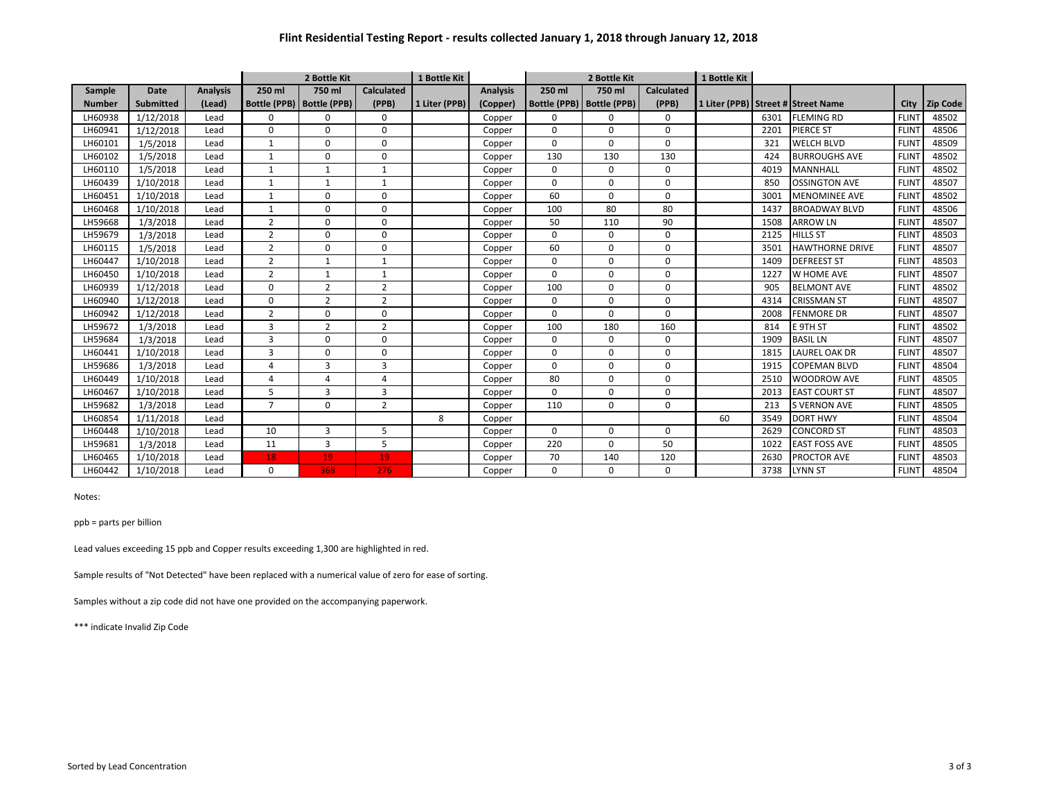# Flint Residential Testing Report - results collected January 1, 2018 through January 12, 2018

| | | | 2 Bottle Kit | | | 1 Bottle Kit | | 2 Bottle Kit | | | 1 Bottle Kit | | | | |
|---|---|---|---|---|---|---|---|---|---|---|---|---|---|---|---|
| Sample Number | Date Submitted | Analysis (Lead) | 250 ml Bottle (PPB) | 750 ml Bottle (PPB) | Calculated (PPB) | 1 Liter (PPB) | Analysis (Copper) | 250 ml Bottle (PPB) | 750 ml Bottle (PPB) | Calculated (PPB) | 1 Liter (PPB) | Street # | Street Name | City | Zip Code |
| LH60938 | 1/12/2018 | Lead | 0 | 0 | 0 | | Copper | 0 | 0 | 0 | | 6301 | FLEMING RD | FLINT | 48502 |
| LH60941 | 1/12/2018 | Lead | 0 | 0 | 0 | | Copper | 0 | 0 | 0 | | 2201 | PIERCE ST | FLINT | 48506 |
| LH60101 | 1/5/2018 | Lead | 1 | 0 | 0 | | Copper | 0 | 0 | 0 | | 321 | WELCH BLVD | FLINT | 48509 |
| LH60102 | 1/5/2018 | Lead | 1 | 0 | 0 | | Copper | 130 | 130 | 130 | | 424 | BURROUGHS AVE | FLINT | 48502 |
| LH60110 | 1/5/2018 | Lead | 1 | 1 | 1 | | Copper | 0 | 0 | 0 | | 4019 | MANNHALL | FLINT | 48502 |
| LH60439 | 1/10/2018 | Lead | 1 | 1 | 1 | | Copper | 0 | 0 | 0 | | 850 | OSSINGTON AVE | FLINT | 48507 |
| LH60451 | 1/10/2018 | Lead | 1 | 0 | 0 | | Copper | 60 | 0 | 0 | | 3001 | MENOMINEE AVE | FLINT | 48502 |
| LH60468 | 1/10/2018 | Lead | 1 | 0 | 0 | | Copper | 100 | 80 | 80 | | 1437 | BROADWAY BLVD | FLINT | 48506 |
| LH59668 | 1/3/2018 | Lead | 2 | 0 | 0 | | Copper | 50 | 110 | 90 | | 1508 | ARROW LN | FLINT | 48507 |
| LH59679 | 1/3/2018 | Lead | 2 | 0 | 0 | | Copper | 0 | 0 | 0 | | 2125 | HILLS ST | FLINT | 48503 |
| LH60115 | 1/5/2018 | Lead | 2 | 0 | 0 | | Copper | 60 | 0 | 0 | | 3501 | HAWTHORNE DRIVE | FLINT | 48507 |
| LH60447 | 1/10/2018 | Lead | 2 | 1 | 1 | | Copper | 0 | 0 | 0 | | 1409 | DEFREEST ST | FLINT | 48503 |
| LH60450 | 1/10/2018 | Lead | 2 | 1 | 1 | | Copper | 0 | 0 | 0 | | 1227 | W HOME AVE | FLINT | 48507 |
| LH60939 | 1/12/2018 | Lead | 0 | 2 | 2 | | Copper | 100 | 0 | 0 | | 905 | BELMONT AVE | FLINT | 48502 |
| LH60940 | 1/12/2018 | Lead | 0 | 2 | 2 | | Copper | 0 | 0 | 0 | | 4314 | CRISSMAN ST | FLINT | 48507 |
| LH60942 | 1/12/2018 | Lead | 2 | 0 | 0 | | Copper | 0 | 0 | 0 | | 2008 | FENMORE DR | FLINT | 48507 |
| LH59672 | 1/3/2018 | Lead | 3 | 2 | 2 | | Copper | 100 | 180 | 160 | | 814 | E 9TH ST | FLINT | 48502 |
| LH59684 | 1/3/2018 | Lead | 3 | 0 | 0 | | Copper | 0 | 0 | 0 | | 1909 | BASIL LN | FLINT | 48507 |
| LH60441 | 1/10/2018 | Lead | 3 | 0 | 0 | | Copper | 0 | 0 | 0 | | 1815 | LAUREL OAK DR | FLINT | 48507 |
| LH59686 | 1/3/2018 | Lead | 4 | 3 | 3 | | Copper | 0 | 0 | 0 | | 1915 | COPEMAN BLVD | FLINT | 48504 |
| LH60449 | 1/10/2018 | Lead | 4 | 4 | 4 | | Copper | 80 | 0 | 0 | | 2510 | WOODROW AVE | FLINT | 48505 |
| LH60467 | 1/10/2018 | Lead | 5 | 3 | 3 | | Copper | 0 | 0 | 0 | | 2013 | EAST COURT ST | FLINT | 48507 |
| LH59682 | 1/3/2018 | Lead | 7 | 0 | 2 | | Copper | 110 | 0 | 0 | | 213 | S VERNON AVE | FLINT | 48505 |
| LH60854 | 1/11/2018 | Lead | | | | 8 | Copper | | | | 60 | 3549 | DORT HWY | FLINT | 48504 |
| LH60448 | 1/10/2018 | Lead | 10 | 3 | 5 | | Copper | 0 | 0 | 0 | | 2629 | CONCORD ST | FLINT | 48503 |
| LH59681 | 1/3/2018 | Lead | 11 | 3 | 5 | | Copper | 220 | 0 | 50 | | 1022 | EAST FOSS AVE | FLINT | 48505 |
| LH60465 | 1/10/2018 | Lead | 18 | 19 | 19 | | Copper | 70 | 140 | 120 | | 2630 | PROCTOR AVE | FLINT | 48503 |
| LH60442 | 1/10/2018 | Lead | 0 | 368 | 276 | | Copper | 0 | 0 | 0 | | 3738 | LYNN ST | FLINT | 48504 |

Notes:

ppb = parts per billion

Lead values exceeding 15 ppb and Copper results exceeding 1,300 are highlighted in red.

Sample results of "Not Detected" have been replaced with a numerical value of zero for ease of sorting.

Samples without a zip code did not have one provided on the accompanying paperwork.

*** indicate Invalid Zip Code

Sorted by Lead Concentration